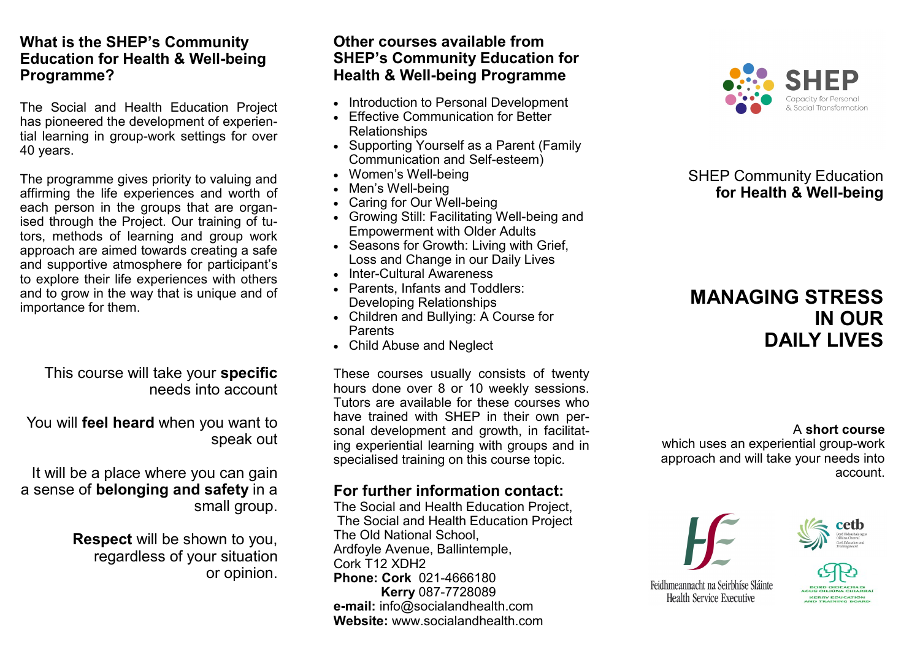## What is the SHEP's Community Education for Health & Well-being Programme?

The Social and Health Education Project has pioneered the development of experiential learning in group-work settings for over 40 years.

The programme gives priority to valuing and affirming the life experiences and worth of each person in the groups that are organised through the Project. Our training of tutors, methods of learning and group work approach are aimed towards creating a safe and supportive atmosphere for participant's to explore their life experiences with others and to grow in the way that is unique and of importance for them.

This course will take your **specific** needs into account

You will **feel heard** when you want to speak out

It will be a place where you can gain a sense of **belonging and safety** in a small group.

**Respect** will be shown to you, regardless of your situation or opinion.

## Other courses available from SHEP's Community Education for Health & Well-being Programme

- Introduction to Personal Development
- Effective Communication for Better Relationships
- Supporting Yourself as a Parent (Family Communication and Self-esteem)
- Women's Well-being
- Men's Well-being
- Caring for Our Well-being
- Growing Still: Facilitating Well-being and Empowerment with Older Adults
- Seasons for Growth: Living with Grief, Loss and Change in our Daily Lives
- Inter-Cultural Awareness
- Parents, Infants and Toddlers: Developing Relationships
- Children and Bullying: A Course for Parents
- Child Abuse and Neglect

These courses usually consists of twenty hours done over 8 or 10 weekly sessions. Tutors are available for these courses who have trained with SHEP in their own personal development and growth, in facilitating experiential learning with groups and in specialised training on this course topic.

## For further information contact:

The Social and Health Education Project,
The Social and Health Education Project
The Old National School,
Ardfoyle Avenue, Ballintemple,
Cork T12 XDH2
**Phone: Cork** 021-4666180
**Kerry** 087-7728089
**e-mail:** info@socialandhealth.com
**Website:** www.socialandhealth.com

SHEP
Capacity for Personal & Social Transformation

SHEP Community Education **for Health & Well-being**

# MANAGING STRESS IN OUR DAILY LIVES

A **short course** which uses an experiential group-work approach and will take your needs into account.

Feidhmeannacht na Seirbhíse Sláinte
Health Service Executive

cetb
Bord Oideachais agus Oiliúna Chorcaí
Cork Education and Training Board

BORD OIDEACHAIS AGUS OILIÚNA CHIARRAÍ
KERRY EDUCATION AND TRAINING BOARD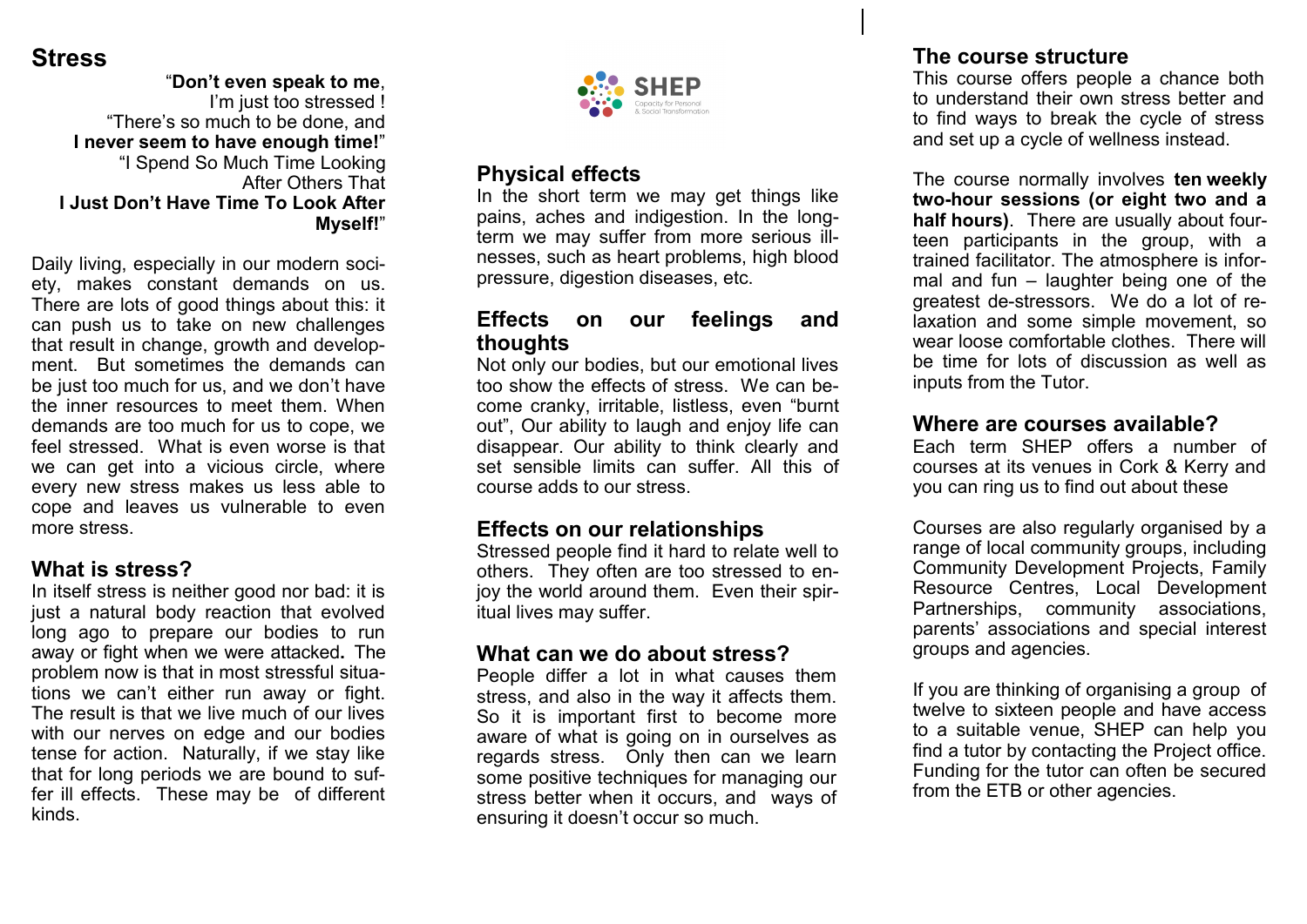## Stress

"**Don't even speak to me**,
I'm just too stressed !
"There's so much to be done, and
**I never seem to have enough time!**"
"I Spend So Much Time Looking
After Others That
**I Just Don't Have Time To Look After
Myself!**"

Daily living, especially in our modern society, makes constant demands on us. There are lots of good things about this: it can push us to take on new challenges that result in change, growth and development. But sometimes the demands can be just too much for us, and we don't have the inner resources to meet them. When demands are too much for us to cope, we feel stressed. What is even worse is that we can get into a vicious circle, where every new stress makes us less able to cope and leaves us vulnerable to even more stress.

## What is stress?

In itself stress is neither good nor bad: it is just a natural body reaction that evolved long ago to prepare our bodies to run away or fight when we were attacked**.** The problem now is that in most stressful situations we can't either run away or fight. The result is that we live much of our lives with our nerves on edge and our bodies tense for action. Naturally, if we stay like that for long periods we are bound to suffer ill effects. These may be of different kinds.

SHEP
Capacity for Personal & Social Transformation

## Physical effects

In the short term we may get things like pains, aches and indigestion. In the long-term we may suffer from more serious illnesses, such as heart problems, high blood pressure, digestion diseases, etc.

## Effects on our feelings and thoughts

Not only our bodies, but our emotional lives too show the effects of stress. We can become cranky, irritable, listless, even "burnt out", Our ability to laugh and enjoy life can disappear. Our ability to think clearly and set sensible limits can suffer. All this of course adds to our stress.

## Effects on our relationships

Stressed people find it hard to relate well to others. They often are too stressed to enjoy the world around them. Even their spiritual lives may suffer.

## What can we do about stress?

People differ a lot in what causes them stress, and also in the way it affects them. So it is important first to become more aware of what is going on in ourselves as regards stress. Only then can we learn some positive techniques for managing our stress better when it occurs, and ways of ensuring it doesn't occur so much.

## The course structure

This course offers people a chance both to understand their own stress better and to find ways to break the cycle of stress and set up a cycle of wellness instead.

The course normally involves **ten weekly two-hour sessions (or eight two and a half hours)**. There are usually about fourteen participants in the group, with a trained facilitator. The atmosphere is informal and fun – laughter being one of the greatest de-stressors. We do a lot of relaxation and some simple movement, so wear loose comfortable clothes. There will be time for lots of discussion as well as inputs from the Tutor.

## Where are courses available?

Each term SHEP offers a number of courses at its venues in Cork & Kerry and you can ring us to find out about these

Courses are also regularly organised by a range of local community groups, including Community Development Projects, Family Resource Centres, Local Development Partnerships, community associations, parents' associations and special interest groups and agencies.

If you are thinking of organising a group of twelve to sixteen people and have access to a suitable venue, SHEP can help you find a tutor by contacting the Project office. Funding for the tutor can often be secured from the ETB or other agencies.